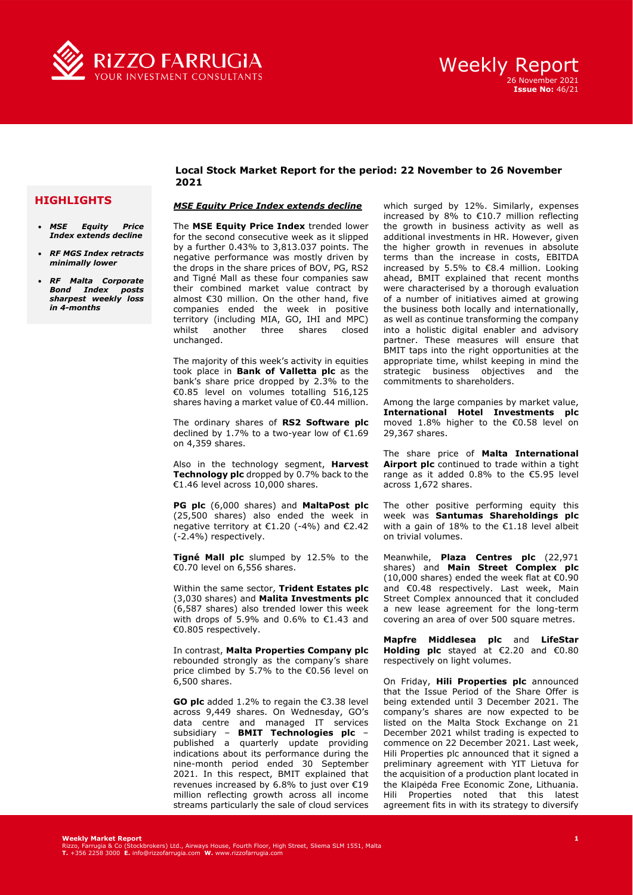# Weekly Report

26 November 2021
**Issue No:** 46/21

## Local Stock Market Report for the period: 22 November to 26 November 2021

### HIGHLIGHTS

- ***MSE Equity Price Index extends decline***
- ***RF MGS Index retracts minimally lower***
- ***RF Malta Corporate Bond Index posts sharpest weekly loss in 4-months***

### *MSE Equity Price Index extends decline*

The **MSE Equity Price Index** trended lower for the second consecutive week as it slipped by a further 0.43% to 3,813.037 points. The negative performance was mostly driven by the drops in the share prices of BOV, PG, RS2 and Tigné Mall as these four companies saw their combined market value contract by almost €30 million. On the other hand, five companies ended the week in positive territory (including MIA, GO, IHI and MPC) whilst another three shares closed unchanged.

The majority of this week's activity in equities took place in **Bank of Valletta plc** as the bank's share price dropped by 2.3% to the €0.85 level on volumes totalling 516,125 shares having a market value of €0.44 million.

The ordinary shares of **RS2 Software plc** declined by 1.7% to a two-year low of €1.69 on 4,359 shares.

Also in the technology segment, **Harvest Technology plc** dropped by 0.7% back to the €1.46 level across 10,000 shares.

**PG plc** (6,000 shares) and **MaltaPost plc** (25,500 shares) also ended the week in negative territory at €1.20 (-4%) and €2.42 (-2.4%) respectively.

**Tigné Mall plc** slumped by 12.5% to the €0.70 level on 6,556 shares.

Within the same sector, **Trident Estates plc** (3,030 shares) and **Malita Investments plc** (6,587 shares) also trended lower this week with drops of 5.9% and 0.6% to €1.43 and €0.805 respectively.

In contrast, **Malta Properties Company plc** rebounded strongly as the company's share price climbed by 5.7% to the €0.56 level on 6,500 shares.

**GO plc** added 1.2% to regain the €3.38 level across 9,449 shares. On Wednesday, GO's data centre and managed IT services subsidiary – **BMIT Technologies plc** – published a quarterly update providing indications about its performance during the nine-month period ended 30 September 2021. In this respect, BMIT explained that revenues increased by 6.8% to just over €19 million reflecting growth across all income streams particularly the sale of cloud services which surged by 12%. Similarly, expenses increased by 8% to €10.7 million reflecting the growth in business activity as well as additional investments in HR. However, given the higher growth in revenues in absolute terms than the increase in costs, EBITDA increased by 5.5% to €8.4 million. Looking ahead, BMIT explained that recent months were characterised by a thorough evaluation of a number of initiatives aimed at growing the business both locally and internationally, as well as continue transforming the company into a holistic digital enabler and advisory partner. These measures will ensure that BMIT taps into the right opportunities at the appropriate time, whilst keeping in mind the strategic business objectives and the commitments to shareholders.

Among the large companies by market value, **International Hotel Investments plc** moved 1.8% higher to the €0.58 level on 29,367 shares.

The share price of **Malta International Airport plc** continued to trade within a tight range as it added 0.8% to the €5.95 level across 1,672 shares.

The other positive performing equity this week was **Santumas Shareholdings plc** with a gain of 18% to the €1.18 level albeit on trivial volumes.

Meanwhile, **Plaza Centres plc** (22,971 shares) and **Main Street Complex plc** (10,000 shares) ended the week flat at €0.90 and €0.48 respectively. Last week, Main Street Complex announced that it concluded a new lease agreement for the long-term covering an area of over 500 square metres.

**Mapfre Middlesea plc** and **LifeStar Holding plc** stayed at €2.20 and €0.80 respectively on light volumes.

On Friday, **Hili Properties plc** announced that the Issue Period of the Share Offer is being extended until 3 December 2021. The company's shares are now expected to be listed on the Malta Stock Exchange on 21 December 2021 whilst trading is expected to commence on 22 December 2021. Last week, Hili Properties plc announced that it signed a preliminary agreement with YIT Lietuva for the acquisition of a production plant located in the Klaipėda Free Economic Zone, Lithuania. Hili Properties noted that this latest agreement fits in with its strategy to diversify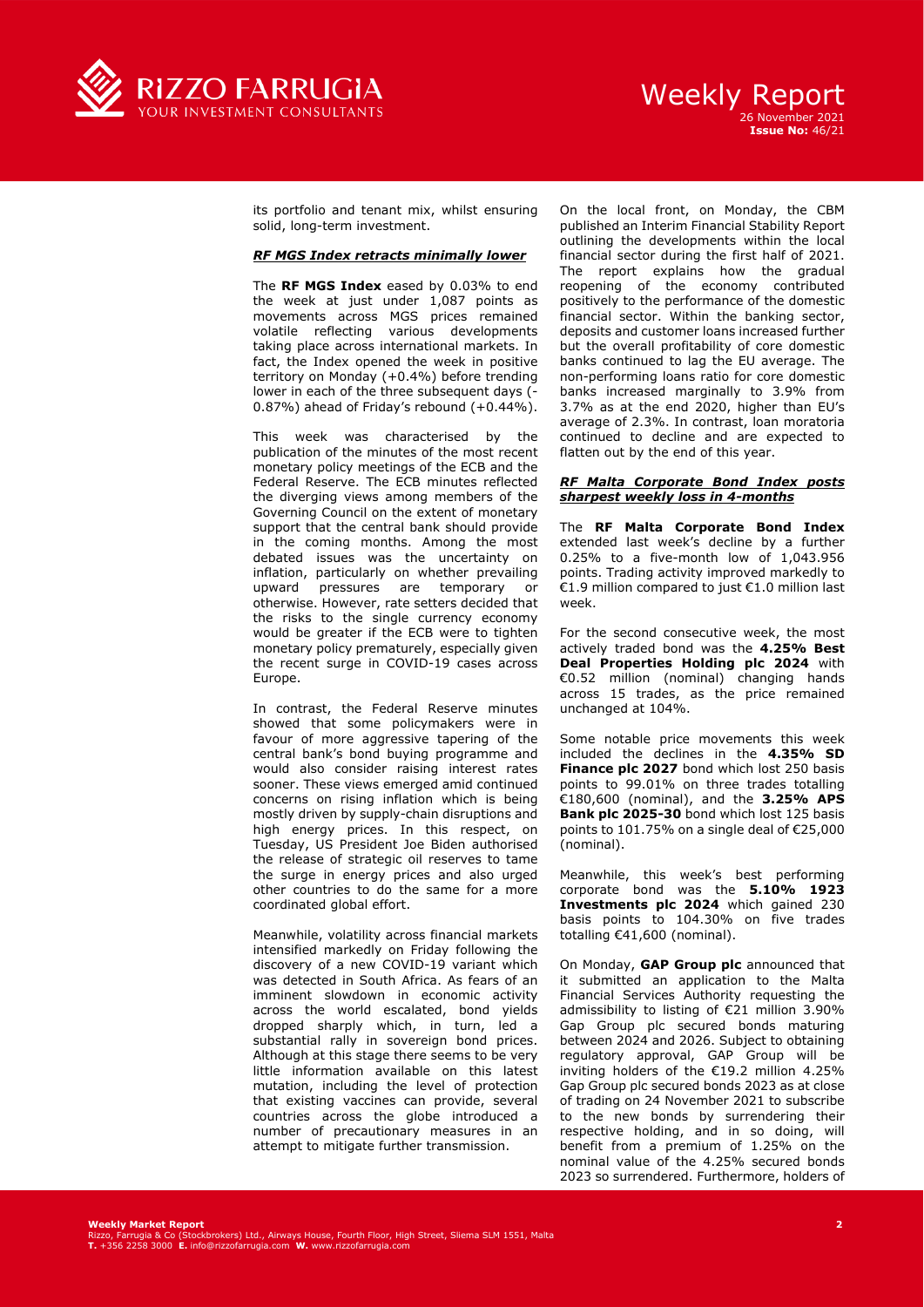its portfolio and tenant mix, whilst ensuring solid, long-term investment.

***RF MGS Index retracts minimally lower***

The **RF MGS Index** eased by 0.03% to end the week at just under 1,087 points as movements across MGS prices remained volatile reflecting various developments taking place across international markets. In fact, the Index opened the week in positive territory on Monday (+0.4%) before trending lower in each of the three subsequent days (-0.87%) ahead of Friday's rebound (+0.44%).

This week was characterised by the publication of the minutes of the most recent monetary policy meetings of the ECB and the Federal Reserve. The ECB minutes reflected the diverging views among members of the Governing Council on the extent of monetary support that the central bank should provide in the coming months. Among the most debated issues was the uncertainty on inflation, particularly on whether prevailing upward pressures are temporary or otherwise. However, rate setters decided that the risks to the single currency economy would be greater if the ECB were to tighten monetary policy prematurely, especially given the recent surge in COVID-19 cases across Europe.

In contrast, the Federal Reserve minutes showed that some policymakers were in favour of more aggressive tapering of the central bank's bond buying programme and would also consider raising interest rates sooner. These views emerged amid continued concerns on rising inflation which is being mostly driven by supply-chain disruptions and high energy prices. In this respect, on Tuesday, US President Joe Biden authorised the release of strategic oil reserves to tame the surge in energy prices and also urged other countries to do the same for a more coordinated global effort.

Meanwhile, volatility across financial markets intensified markedly on Friday following the discovery of a new COVID-19 variant which was detected in South Africa. As fears of an imminent slowdown in economic activity across the world escalated, bond yields dropped sharply which, in turn, led a substantial rally in sovereign bond prices. Although at this stage there seems to be very little information available on this latest mutation, including the level of protection that existing vaccines can provide, several countries across the globe introduced a number of precautionary measures in an attempt to mitigate further transmission.

On the local front, on Monday, the CBM published an Interim Financial Stability Report outlining the developments within the local financial sector during the first half of 2021. The report explains how the gradual reopening of the economy contributed positively to the performance of the domestic financial sector. Within the banking sector, deposits and customer loans increased further but the overall profitability of core domestic banks continued to lag the EU average. The non-performing loans ratio for core domestic banks increased marginally to 3.9% from 3.7% as at the end 2020, higher than EU's average of 2.3%. In contrast, loan moratoria continued to decline and are expected to flatten out by the end of this year.

***RF Malta Corporate Bond Index posts sharpest weekly loss in 4-months***

The **RF Malta Corporate Bond Index** extended last week's decline by a further 0.25% to a five-month low of 1,043.956 points. Trading activity improved markedly to €1.9 million compared to just €1.0 million last week.

For the second consecutive week, the most actively traded bond was the **4.25% Best Deal Properties Holding plc 2024** with €0.52 million (nominal) changing hands across 15 trades, as the price remained unchanged at 104%.

Some notable price movements this week included the declines in the **4.35% SD Finance plc 2027** bond which lost 250 basis points to 99.01% on three trades totalling €180,600 (nominal), and the **3.25% APS Bank plc 2025-30** bond which lost 125 basis points to 101.75% on a single deal of €25,000 (nominal).

Meanwhile, this week's best performing corporate bond was the **5.10% 1923 Investments plc 2024** which gained 230 basis points to 104.30% on five trades totalling €41,600 (nominal).

On Monday, **GAP Group plc** announced that it submitted an application to the Malta Financial Services Authority requesting the admissibility to listing of €21 million 3.90% Gap Group plc secured bonds maturing between 2024 and 2026. Subject to obtaining regulatory approval, GAP Group will be inviting holders of the €19.2 million 4.25% Gap Group plc secured bonds 2023 as at close of trading on 24 November 2021 to subscribe to the new bonds by surrendering their respective holding, and in so doing, will benefit from a premium of 1.25% on the nominal value of the 4.25% secured bonds 2023 so surrendered. Furthermore, holders of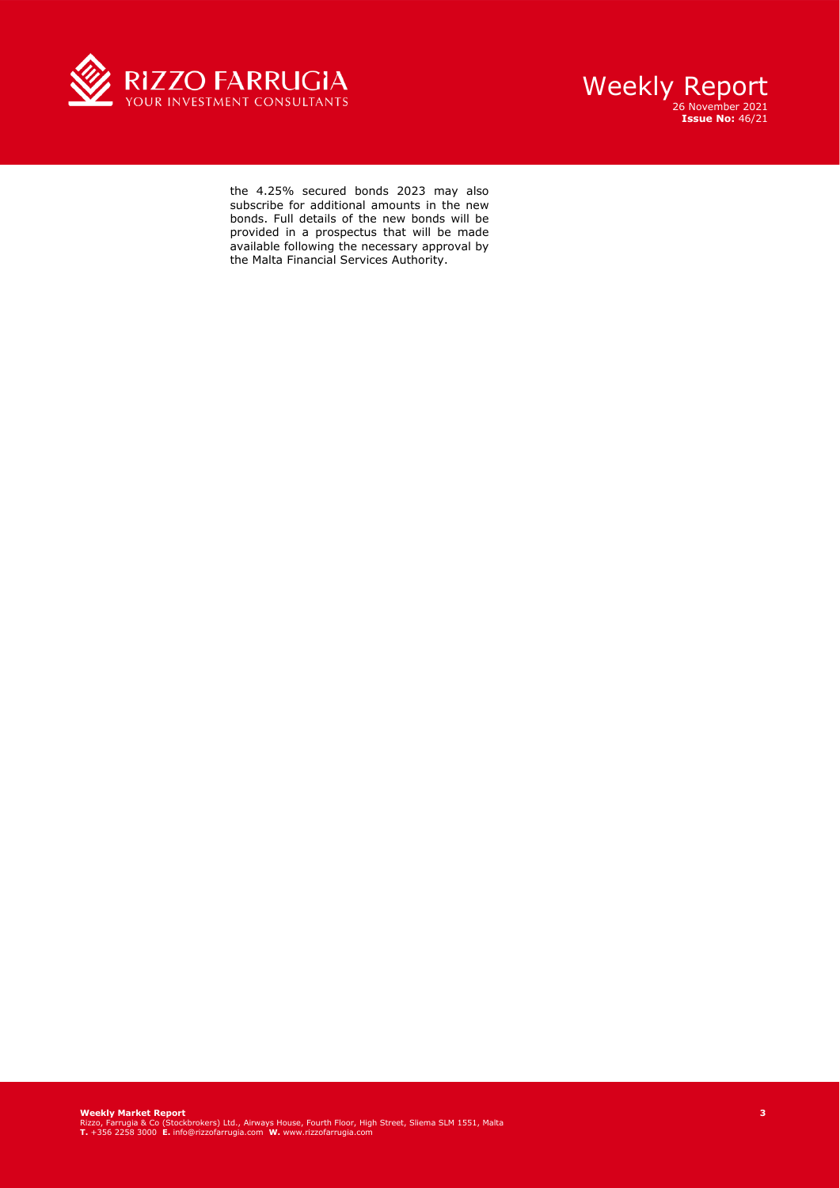the 4.25% secured bonds 2023 may also subscribe for additional amounts in the new bonds. Full details of the new bonds will be provided in a prospectus that will be made available following the necessary approval by the Malta Financial Services Authority.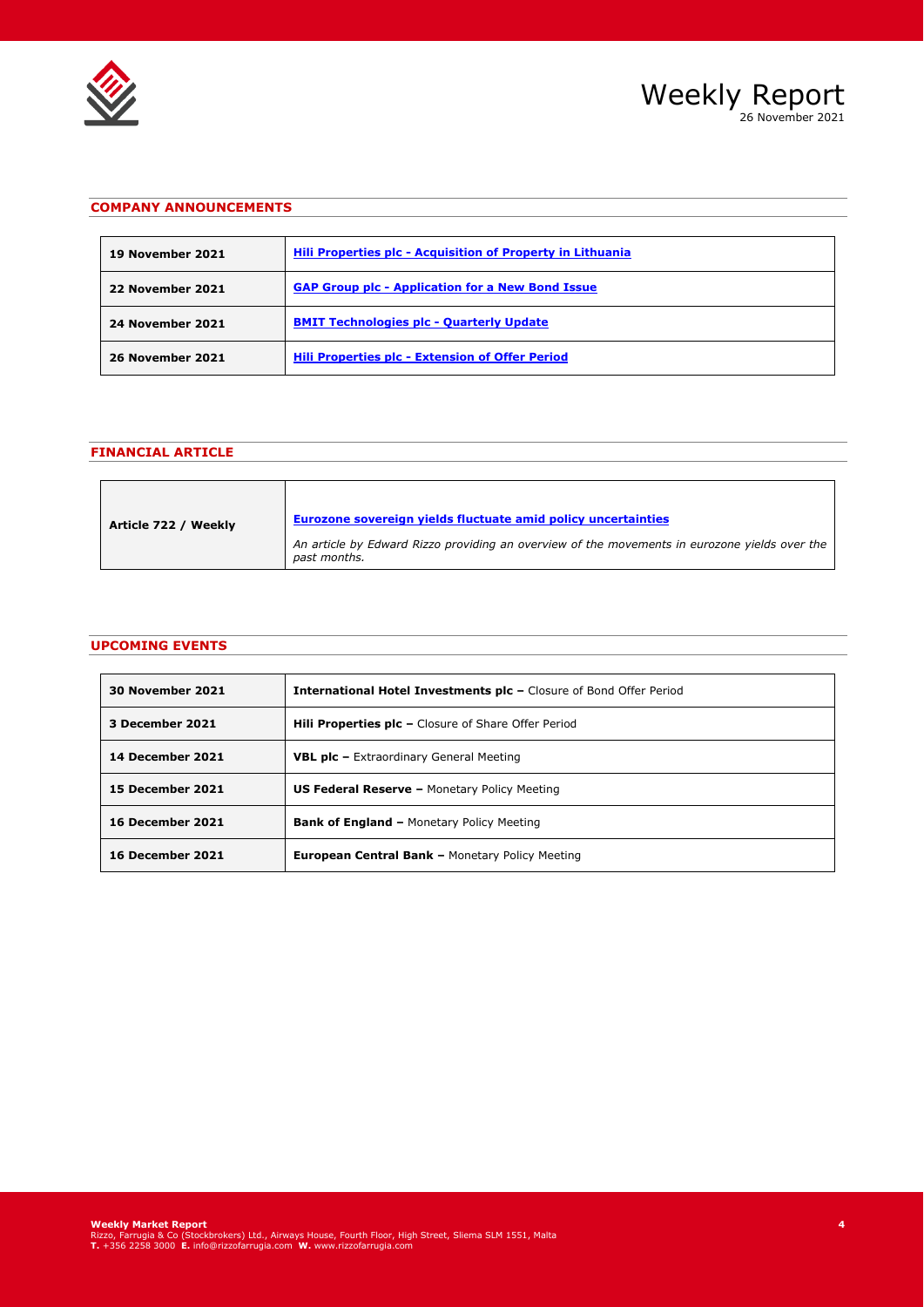## COMPANY ANNOUNCEMENTS

| | |
|---|---|
| **19 November 2021** | **Hili Properties plc - Acquisition of Property in Lithuania** |
| **22 November 2021** | **GAP Group plc - Application for a New Bond Issue** |
| **24 November 2021** | **BMIT Technologies plc - Quarterly Update** |
| **26 November 2021** | **Hili Properties plc - Extension of Offer Period** |

## FINANCIAL ARTICLE

| | |
|---|---|
| **Article 722 / Weekly** | **Eurozone sovereign yields fluctuate amid policy uncertainties** *An article by Edward Rizzo providing an overview of the movements in eurozone yields over the past months.* |

## UPCOMING EVENTS

| | |
|---|---|
| **30 November 2021** | **International Hotel Investments plc –** Closure of Bond Offer Period |
| **3 December 2021** | **Hili Properties plc –** Closure of Share Offer Period |
| **14 December 2021** | **VBL plc –** Extraordinary General Meeting |
| **15 December 2021** | **US Federal Reserve –** Monetary Policy Meeting |
| **16 December 2021** | **Bank of England –** Monetary Policy Meeting |
| **16 December 2021** | **European Central Bank –** Monetary Policy Meeting |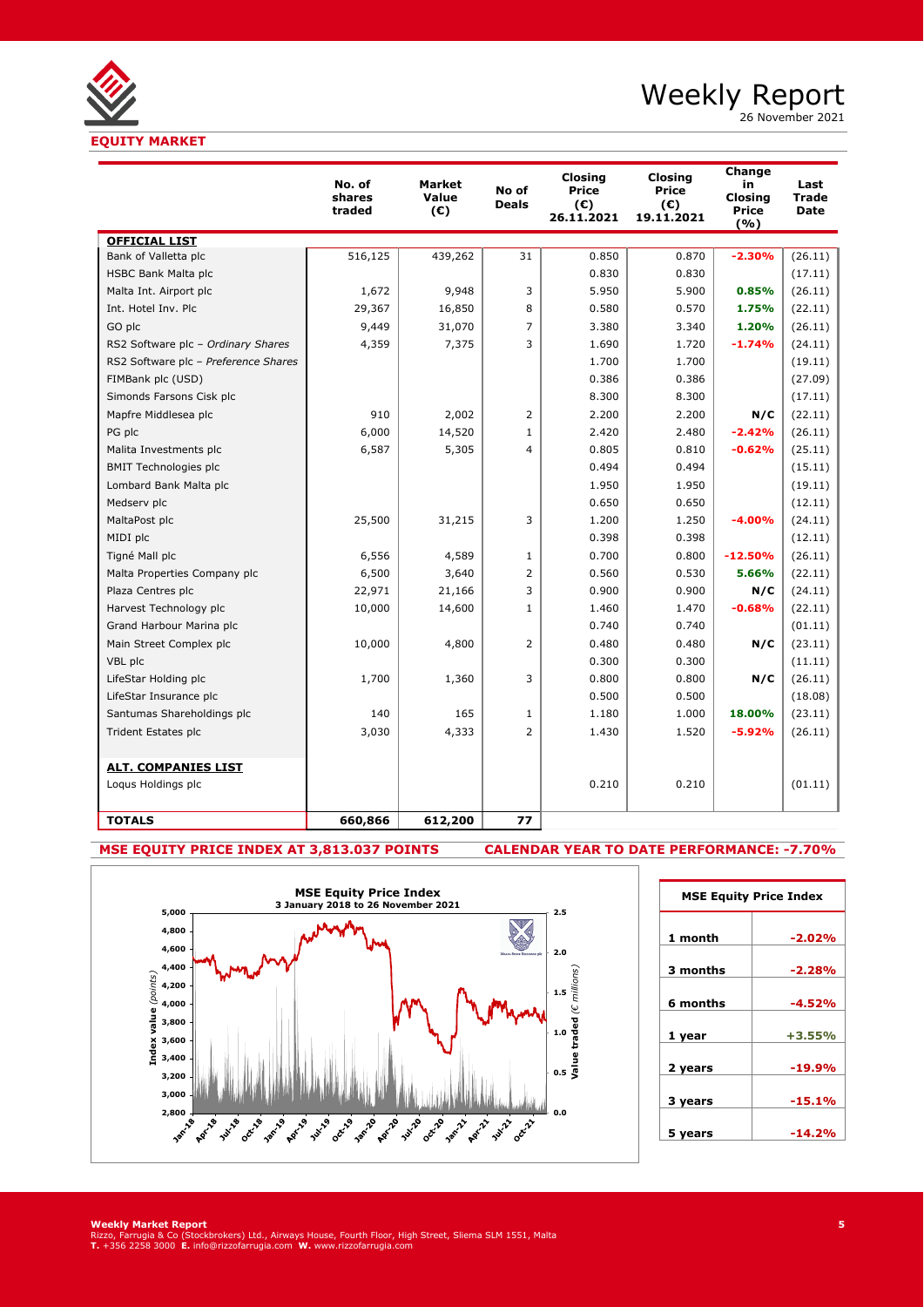# Weekly Report

26 November 2021

## EQUITY MARKET

| | No. of shares traded | Market Value (€) | No of Deals | Closing Price (€) 26.11.2021 | Closing Price (€) 19.11.2021 | Change in Closing Price (%) | Last Trade Date |
|---|---|---|---|---|---|---|---|
| **OFFICIAL LIST** | | | | | | | |
| Bank of Valletta plc | 516,125 | 439,262 | 31 | 0.850 | 0.870 | **-2.30%** | (26.11) |
| HSBC Bank Malta plc | | | | 0.830 | 0.830 | | (17.11) |
| Malta Int. Airport plc | 1,672 | 9,948 | 3 | 5.950 | 5.900 | **0.85%** | (26.11) |
| Int. Hotel Inv. Plc | 29,367 | 16,850 | 8 | 0.580 | 0.570 | **1.75%** | (22.11) |
| GO plc | 9,449 | 31,070 | 7 | 3.380 | 3.340 | **1.20%** | (26.11) |
| RS2 Software plc – *Ordinary Shares* | 4,359 | 7,375 | 3 | 1.690 | 1.720 | **-1.74%** | (24.11) |
| RS2 Software plc – *Preference Shares* | | | | 1.700 | 1.700 | | (19.11) |
| FIMBank plc (USD) | | | | 0.386 | 0.386 | | (27.09) |
| Simonds Farsons Cisk plc | | | | 8.300 | 8.300 | | (17.11) |
| Mapfre Middlesea plc | 910 | 2,002 | 2 | 2.200 | 2.200 | **N/C** | (22.11) |
| PG plc | 6,000 | 14,520 | 1 | 2.420 | 2.480 | **-2.42%** | (26.11) |
| Malita Investments plc | 6,587 | 5,305 | 4 | 0.805 | 0.810 | **-0.62%** | (25.11) |
| BMIT Technologies plc | | | | 0.494 | 0.494 | | (15.11) |
| Lombard Bank Malta plc | | | | 1.950 | 1.950 | | (19.11) |
| Medserv plc | | | | 0.650 | 0.650 | | (12.11) |
| MaltaPost plc | 25,500 | 31,215 | 3 | 1.200 | 1.250 | **-4.00%** | (24.11) |
| MIDI plc | | | | 0.398 | 0.398 | | (12.11) |
| Tigné Mall plc | 6,556 | 4,589 | 1 | 0.700 | 0.800 | **-12.50%** | (26.11) |
| Malta Properties Company plc | 6,500 | 3,640 | 2 | 0.560 | 0.530 | **5.66%** | (22.11) |
| Plaza Centres plc | 22,971 | 21,166 | 3 | 0.900 | 0.900 | **N/C** | (24.11) |
| Harvest Technology plc | 10,000 | 14,600 | 1 | 1.460 | 1.470 | **-0.68%** | (22.11) |
| Grand Harbour Marina plc | | | | 0.740 | 0.740 | | (01.11) |
| Main Street Complex plc | 10,000 | 4,800 | 2 | 0.480 | 0.480 | **N/C** | (23.11) |
| VBL plc | | | | 0.300 | 0.300 | | (11.11) |
| LifeStar Holding plc | 1,700 | 1,360 | 3 | 0.800 | 0.800 | **N/C** | (26.11) |
| LifeStar Insurance plc | | | | 0.500 | 0.500 | | (18.08) |
| Santumas Shareholdings plc | 140 | 165 | 1 | 1.180 | 1.000 | **18.00%** | (23.11) |
| Trident Estates plc | 3,030 | 4,333 | 2 | 1.430 | 1.520 | **-5.92%** | (26.11) |
| **ALT. COMPANIES LIST** | | | | | | | |
| Loqus Holdings plc | | | | 0.210 | 0.210 | | (01.11) |
| **TOTALS** | **660,866** | **612,200** | **77** | | | | |

**MSE EQUITY PRICE INDEX AT 3,813.037 POINTS**

**CALENDAR YEAR TO DATE PERFORMANCE: -7.70%**

| MSE Equity Price Index | |
|---|---|
| 1 month | -2.02% |
| 3 months | -2.28% |
| 6 months | -4.52% |
| 1 year | +3.55% |
| 2 years | -19.9% |
| 3 years | -15.1% |
| 5 years | -14.2% |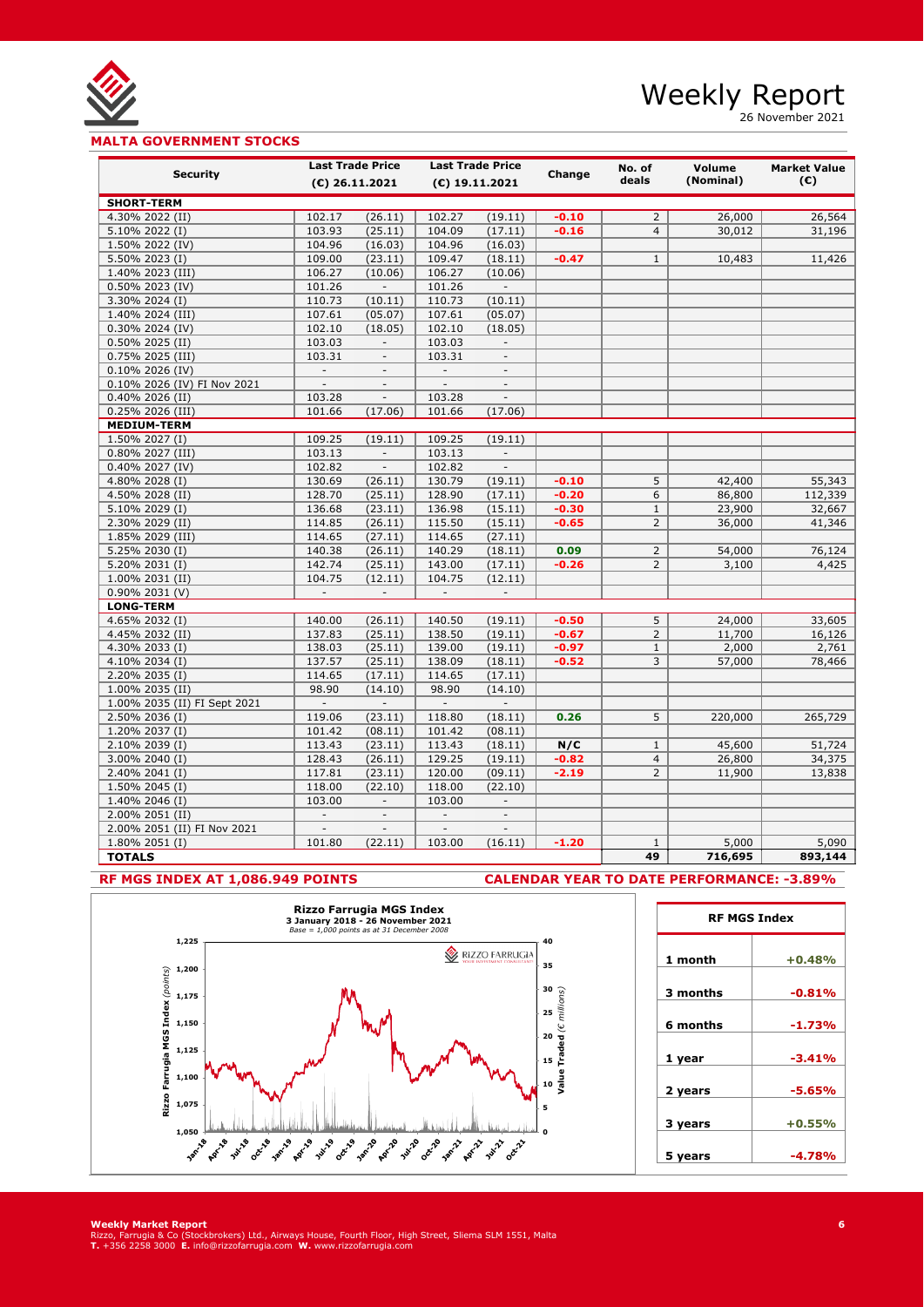# Weekly Report

26 November 2021

## MALTA GOVERNMENT STOCKS

| Security | Last Trade Price (€) 26.11.2021 | | Last Trade Price (€) 19.11.2021 | | Change | No. of deals | Volume (Nominal) | Market Value (€) |
|---|---|---|---|---|---|---|---|---|
| **SHORT-TERM** | | | | | | | | |
| 4.30% 2022 (II) | 102.17 | (26.11) | 102.27 | (19.11) | **-0.10** | 2 | 26,000 | 26,564 |
| 5.10% 2022 (I) | 103.93 | (25.11) | 104.09 | (17.11) | **-0.16** | 4 | 30,012 | 31,196 |
| 1.50% 2022 (IV) | 104.96 | (16.03) | 104.96 | (16.03) | | | | |
| 5.50% 2023 (I) | 109.00 | (23.11) | 109.47 | (18.11) | **-0.47** | 1 | 10,483 | 11,426 |
| 1.40% 2023 (III) | 106.27 | (10.06) | 106.27 | (10.06) | | | | |
| 0.50% 2023 (IV) | 101.26 | - | 101.26 | - | | | | |
| 3.30% 2024 (I) | 110.73 | (10.11) | 110.73 | (10.11) | | | | |
| 1.40% 2024 (III) | 107.61 | (05.07) | 107.61 | (05.07) | | | | |
| 0.30% 2024 (IV) | 102.10 | (18.05) | 102.10 | (18.05) | | | | |
| 0.50% 2025 (II) | 103.03 | - | 103.03 | - | | | | |
| 0.75% 2025 (III) | 103.31 | - | 103.31 | - | | | | |
| 0.10% 2026 (IV) | - | - | - | - | | | | |
| 0.10% 2026 (IV) FI Nov 2021 | - | - | - | - | | | | |
| 0.40% 2026 (II) | 103.28 | - | 103.28 | - | | | | |
| 0.25% 2026 (III) | 101.66 | (17.06) | 101.66 | (17.06) | | | | |
| **MEDIUM-TERM** | | | | | | | | |
| 1.50% 2027 (I) | 109.25 | (19.11) | 109.25 | (19.11) | | | | |
| 0.80% 2027 (III) | 103.13 | - | 103.13 | - | | | | |
| 0.40% 2027 (IV) | 102.82 | - | 102.82 | - | | | | |
| 4.80% 2028 (I) | 130.69 | (26.11) | 130.79 | (19.11) | **-0.10** | 5 | 42,400 | 55,343 |
| 4.50% 2028 (II) | 128.70 | (25.11) | 128.90 | (17.11) | **-0.20** | 6 | 86,800 | 112,339 |
| 5.10% 2029 (I) | 136.68 | (23.11) | 136.98 | (15.11) | **-0.30** | 1 | 23,900 | 32,667 |
| 2.30% 2029 (II) | 114.85 | (26.11) | 115.50 | (15.11) | **-0.65** | 2 | 36,000 | 41,346 |
| 1.85% 2029 (III) | 114.65 | (27.11) | 114.65 | (27.11) | | | | |
| 5.25% 2030 (I) | 140.38 | (26.11) | 140.29 | (18.11) | **0.09** | 2 | 54,000 | 76,124 |
| 5.20% 2031 (I) | 142.74 | (25.11) | 143.00 | (17.11) | **-0.26** | 2 | 3,100 | 4,425 |
| 1.00% 2031 (II) | 104.75 | (12.11) | 104.75 | (12.11) | | | | |
| 0.90% 2031 (V) | - | - | - | - | | | | |
| **LONG-TERM** | | | | | | | | |
| 4.65% 2032 (I) | 140.00 | (26.11) | 140.50 | (19.11) | **-0.50** | 5 | 24,000 | 33,605 |
| 4.45% 2032 (II) | 137.83 | (25.11) | 138.50 | (19.11) | **-0.67** | 2 | 11,700 | 16,126 |
| 4.30% 2033 (I) | 138.03 | (25.11) | 139.00 | (19.11) | **-0.97** | 1 | 2,000 | 2,761 |
| 4.10% 2034 (I) | 137.57 | (25.11) | 138.09 | (18.11) | **-0.52** | 3 | 57,000 | 78,466 |
| 2.20% 2035 (I) | 114.65 | (17.11) | 114.65 | (17.11) | | | | |
| 1.00% 2035 (II) | 98.90 | (14.10) | 98.90 | (14.10) | | | | |
| 1.00% 2035 (II) FI Sept 2021 | - | - | - | - | | | | |
| 2.50% 2036 (I) | 119.06 | (23.11) | 118.80 | (18.11) | **0.26** | 5 | 220,000 | 265,729 |
| 1.20% 2037 (I) | 101.42 | (08.11) | 101.42 | (08.11) | | | | |
| 2.10% 2039 (I) | 113.43 | (23.11) | 113.43 | (18.11) | **N/C** | 1 | 45,600 | 51,724 |
| 3.00% 2040 (I) | 128.43 | (26.11) | 129.25 | (19.11) | **-0.82** | 4 | 26,800 | 34,375 |
| 2.40% 2041 (I) | 117.81 | (23.11) | 120.00 | (09.11) | **-2.19** | 2 | 11,900 | 13,838 |
| 1.50% 2045 (I) | 118.00 | (22.10) | 118.00 | (22.10) | | | | |
| 1.40% 2046 (I) | 103.00 | - | 103.00 | - | | | | |
| 2.00% 2051 (II) | - | - | - | - | | | | |
| 2.00% 2051 (II) FI Nov 2021 | - | - | - | - | | | | |
| 1.80% 2051 (I) | 101.80 | (22.11) | 103.00 | (16.11) | **-1.20** | 1 | 5,000 | 5,090 |
| **TOTALS** | | | | | | **49** | **716,695** | **893,144** |

**RF MGS INDEX AT 1,086.949 POINTS**

**CALENDAR YEAR TO DATE PERFORMANCE: -3.89%**

**Rizzo Farrugia MGS Index**
**3 January 2018 - 26 November 2021**
*Base = 1,000 points as at 31 December 2008*

| RF MGS Index | |
|---|---|
| **1 month** | **+0.48%** |
| **3 months** | **-0.81%** |
| **6 months** | **-1.73%** |
| **1 year** | **-3.41%** |
| **2 years** | **-5.65%** |
| **3 years** | **+0.55%** |
| **5 years** | **-4.78%** |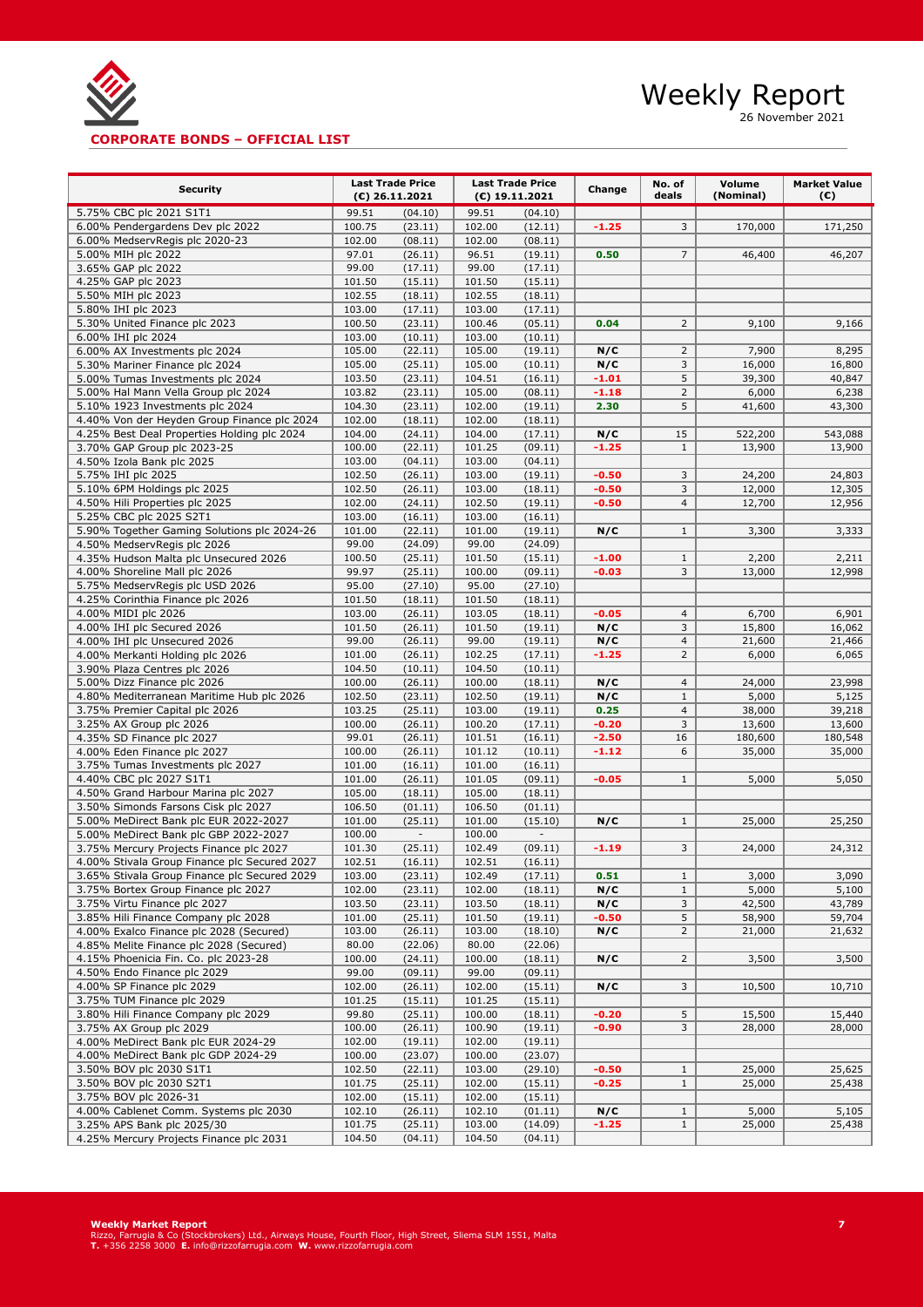# Weekly Report

26 November 2021

## CORPORATE BONDS – OFFICIAL LIST

| Security | Last Trade Price (€) 26.11.2021 | | Last Trade Price (€) 19.11.2021 | | Change | No. of deals | Volume (Nominal) | Market Value (€) |
|---|---|---|---|---|---|---|---|---|
| 5.75% CBC plc 2021 S1T1 | 99.51 | (04.10) | 99.51 | (04.10) | | | | |
| 6.00% Pendergardens Dev plc 2022 | 100.75 | (23.11) | 102.00 | (12.11) | **-1.25** | 3 | 170,000 | 171,250 |
| 6.00% MedservRegis plc 2020-23 | 102.00 | (08.11) | 102.00 | (08.11) | | | | |
| 5.00% MIH plc 2022 | 97.01 | (26.11) | 96.51 | (19.11) | **0.50** | 7 | 46,400 | 46,207 |
| 3.65% GAP plc 2022 | 99.00 | (17.11) | 99.00 | (17.11) | | | | |
| 4.25% GAP plc 2023 | 101.50 | (15.11) | 101.50 | (15.11) | | | | |
| 5.50% MIH plc 2023 | 102.55 | (18.11) | 102.55 | (18.11) | | | | |
| 5.80% IHI plc 2023 | 103.00 | (17.11) | 103.00 | (17.11) | | | | |
| 5.30% United Finance plc 2023 | 100.50 | (23.11) | 100.46 | (05.11) | **0.04** | 2 | 9,100 | 9,166 |
| 6.00% IHI plc 2024 | 103.00 | (10.11) | 103.00 | (10.11) | | | | |
| 6.00% AX Investments plc 2024 | 105.00 | (22.11) | 105.00 | (19.11) | **N/C** | 2 | 7,900 | 8,295 |
| 5.30% Mariner Finance plc 2024 | 105.00 | (25.11) | 105.00 | (10.11) | **N/C** | 3 | 16,000 | 16,800 |
| 5.00% Tumas Investments plc 2024 | 103.50 | (23.11) | 104.51 | (16.11) | **-1.01** | 5 | 39,300 | 40,847 |
| 5.00% Hal Mann Vella Group plc 2024 | 103.82 | (23.11) | 105.00 | (08.11) | **-1.18** | 2 | 6,000 | 6,238 |
| 5.10% 1923 Investments plc 2024 | 104.30 | (23.11) | 102.00 | (19.11) | **2.30** | 5 | 41,600 | 43,300 |
| 4.40% Von der Heyden Group Finance plc 2024 | 102.00 | (18.11) | 102.00 | (18.11) | | | | |
| 4.25% Best Deal Properties Holding plc 2024 | 104.00 | (24.11) | 104.00 | (17.11) | **N/C** | 15 | 522,200 | 543,088 |
| 3.70% GAP Group plc 2023-25 | 100.00 | (22.11) | 101.25 | (09.11) | **-1.25** | 1 | 13,900 | 13,900 |
| 4.50% Izola Bank plc 2025 | 103.00 | (04.11) | 103.00 | (04.11) | | | | |
| 5.75% IHI plc 2025 | 102.50 | (26.11) | 103.00 | (19.11) | **-0.50** | 3 | 24,200 | 24,803 |
| 5.10% 6PM Holdings plc 2025 | 102.50 | (26.11) | 103.00 | (18.11) | **-0.50** | 3 | 12,000 | 12,305 |
| 4.50% Hili Properties plc 2025 | 102.00 | (24.11) | 102.50 | (19.11) | **-0.50** | 4 | 12,700 | 12,956 |
| 5.25% CBC plc 2025 S2T1 | 103.00 | (16.11) | 103.00 | (16.11) | | | | |
| 5.90% Together Gaming Solutions plc 2024-26 | 101.00 | (22.11) | 101.00 | (19.11) | **N/C** | 1 | 3,300 | 3,333 |
| 4.50% MedservRegis plc 2026 | 99.00 | (24.09) | 99.00 | (24.09) | | | | |
| 4.35% Hudson Malta plc Unsecured 2026 | 100.50 | (25.11) | 101.50 | (15.11) | **-1.00** | 1 | 2,200 | 2,211 |
| 4.00% Shoreline Mall plc 2026 | 99.97 | (25.11) | 100.00 | (09.11) | **-0.03** | 3 | 13,000 | 12,998 |
| 5.75% MedservRegis plc USD 2026 | 95.00 | (27.10) | 95.00 | (27.10) | | | | |
| 4.25% Corinthia Finance plc 2026 | 101.50 | (18.11) | 101.50 | (18.11) | | | | |
| 4.00% MIDI plc 2026 | 103.00 | (26.11) | 103.05 | (18.11) | **-0.05** | 4 | 6,700 | 6,901 |
| 4.00% IHI plc Secured 2026 | 101.50 | (26.11) | 101.50 | (19.11) | **N/C** | 3 | 15,800 | 16,062 |
| 4.00% IHI plc Unsecured 2026 | 99.00 | (26.11) | 99.00 | (19.11) | **N/C** | 4 | 21,600 | 21,466 |
| 4.00% Merkanti Holding plc 2026 | 101.00 | (26.11) | 102.25 | (17.11) | **-1.25** | 2 | 6,000 | 6,065 |
| 3.90% Plaza Centres plc 2026 | 104.50 | (10.11) | 104.50 | (10.11) | | | | |
| 5.00% Dizz Finance plc 2026 | 100.00 | (26.11) | 100.00 | (18.11) | **N/C** | 4 | 24,000 | 23,998 |
| 4.80% Mediterranean Maritime Hub plc 2026 | 102.50 | (23.11) | 102.50 | (19.11) | **N/C** | 1 | 5,000 | 5,125 |
| 3.75% Premier Capital plc 2026 | 103.25 | (25.11) | 103.00 | (19.11) | **0.25** | 4 | 38,000 | 39,218 |
| 3.25% AX Group plc 2026 | 100.00 | (26.11) | 100.20 | (17.11) | **-0.20** | 3 | 13,600 | 13,600 |
| 4.35% SD Finance plc 2027 | 99.01 | (26.11) | 101.51 | (16.11) | **-2.50** | 16 | 180,600 | 180,548 |
| 4.00% Eden Finance plc 2027 | 100.00 | (26.11) | 101.12 | (10.11) | **-1.12** | 6 | 35,000 | 35,000 |
| 3.75% Tumas Investments plc 2027 | 101.00 | (16.11) | 101.00 | (16.11) | | | | |
| 4.40% CBC plc 2027 S1T1 | 101.00 | (26.11) | 101.05 | (09.11) | **-0.05** | 1 | 5,000 | 5,050 |
| 4.50% Grand Harbour Marina plc 2027 | 105.00 | (18.11) | 105.00 | (18.11) | | | | |
| 3.50% Simonds Farsons Cisk plc 2027 | 106.50 | (01.11) | 106.50 | (01.11) | | | | |
| 5.00% MeDirect Bank plc EUR 2022-2027 | 101.00 | (25.11) | 101.00 | (15.10) | **N/C** | 1 | 25,000 | 25,250 |
| 5.00% MeDirect Bank plc GBP 2022-2027 | 100.00 | - | 100.00 | - | | | | |
| 3.75% Mercury Projects Finance plc 2027 | 101.30 | (25.11) | 102.49 | (09.11) | **-1.19** | 3 | 24,000 | 24,312 |
| 4.00% Stivala Group Finance plc Secured 2027 | 102.51 | (16.11) | 102.51 | (16.11) | | | | |
| 3.65% Stivala Group Finance plc Secured 2029 | 103.00 | (23.11) | 102.49 | (17.11) | **0.51** | 1 | 3,000 | 3,090 |
| 3.75% Bortex Group Finance plc 2027 | 102.00 | (23.11) | 102.00 | (18.11) | **N/C** | 1 | 5,000 | 5,100 |
| 3.75% Virtu Finance plc 2027 | 103.50 | (23.11) | 103.50 | (18.11) | **N/C** | 3 | 42,500 | 43,789 |
| 3.85% Hili Finance Company plc 2028 | 101.00 | (25.11) | 101.50 | (19.11) | **-0.50** | 5 | 58,900 | 59,704 |
| 4.00% Exalco Finance plc 2028 (Secured) | 103.00 | (26.11) | 103.00 | (18.10) | **N/C** | 2 | 21,000 | 21,632 |
| 4.85% Melite Finance plc 2028 (Secured) | 80.00 | (22.06) | 80.00 | (22.06) | | | | |
| 4.15% Phoenicia Fin. Co. plc 2023-28 | 100.00 | (24.11) | 100.00 | (18.11) | **N/C** | 2 | 3,500 | 3,500 |
| 4.50% Endo Finance plc 2029 | 99.00 | (09.11) | 99.00 | (09.11) | | | | |
| 4.00% SP Finance plc 2029 | 102.00 | (26.11) | 102.00 | (15.11) | **N/C** | 3 | 10,500 | 10,710 |
| 3.75% TUM Finance plc 2029 | 101.25 | (15.11) | 101.25 | (15.11) | | | | |
| 3.80% Hili Finance Company plc 2029 | 99.80 | (25.11) | 100.00 | (18.11) | **-0.20** | 5 | 15,500 | 15,440 |
| 3.75% AX Group plc 2029 | 100.00 | (26.11) | 100.90 | (19.11) | **-0.90** | 3 | 28,000 | 28,000 |
| 4.00% MeDirect Bank plc EUR 2024-29 | 102.00 | (19.11) | 102.00 | (19.11) | | | | |
| 4.00% MeDirect Bank plc GDP 2024-29 | 100.00 | (23.07) | 100.00 | (23.07) | | | | |
| 3.50% BOV plc 2030 S1T1 | 102.50 | (22.11) | 103.00 | (29.10) | **-0.50** | 1 | 25,000 | 25,625 |
| 3.50% BOV plc 2030 S2T1 | 101.75 | (25.11) | 102.00 | (15.11) | **-0.25** | 1 | 25,000 | 25,438 |
| 3.75% BOV plc 2026-31 | 102.00 | (15.11) | 102.00 | (15.11) | | | | |
| 4.00% Cablenet Comm. Systems plc 2030 | 102.10 | (26.11) | 102.10 | (01.11) | **N/C** | 1 | 5,000 | 5,105 |
| 3.25% APS Bank plc 2025/30 | 101.75 | (25.11) | 103.00 | (14.09) | **-1.25** | 1 | 25,000 | 25,438 |
| 4.25% Mercury Projects Finance plc 2031 | 104.50 | (04.11) | 104.50 | (04.11) | | | | |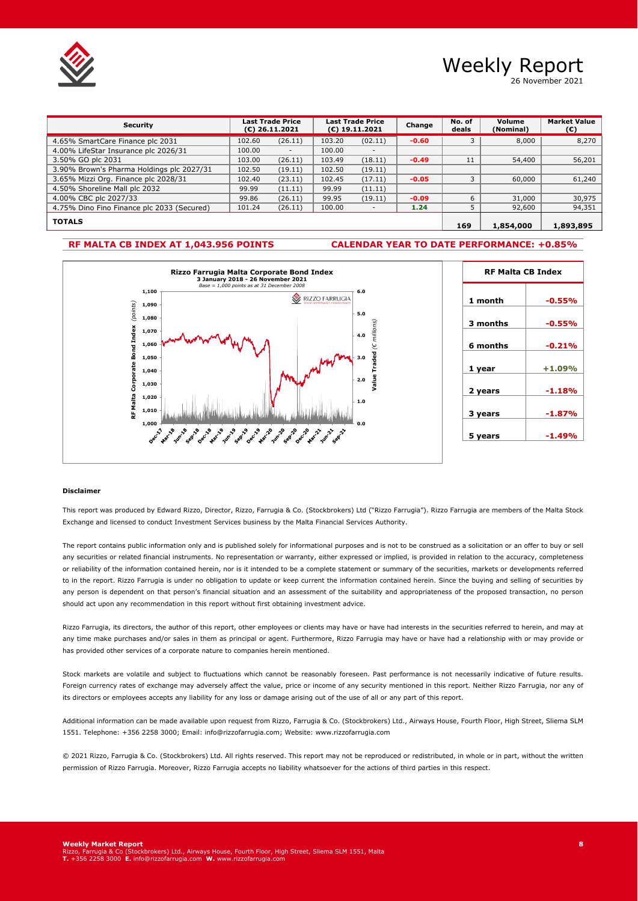# Weekly Report

26 November 2021

| Security | Last Trade Price (€) 26.11.2021 | | Last Trade Price (€) 19.11.2021 | | Change | No. of deals | Volume (Nominal) | Market Value (€) |
|---|---|---|---|---|---|---|---|---|
| 4.65% SmartCare Finance plc 2031 | 102.60 | (26.11) | 103.20 | (02.11) | -0.60 | 3 | 8,000 | 8,270 |
| 4.00% LifeStar Insurance plc 2026/31 | 100.00 | - | 100.00 | - | | | | |
| 3.50% GO plc 2031 | 103.00 | (26.11) | 103.49 | (18.11) | -0.49 | 11 | 54,400 | 56,201 |
| 3.90% Brown's Pharma Holdings plc 2027/31 | 102.50 | (19.11) | 102.50 | (19.11) | | | | |
| 3.65% Mizzi Org. Finance plc 2028/31 | 102.40 | (23.11) | 102.45 | (17.11) | -0.05 | 3 | 60,000 | 61,240 |
| 4.50% Shoreline Mall plc 2032 | 99.99 | (11.11) | 99.99 | (11.11) | | | | |
| 4.00% CBC plc 2027/33 | 99.86 | (26.11) | 99.95 | (19.11) | -0.09 | 6 | 31,000 | 30,975 |
| 4.75% Dino Fino Finance plc 2033 (Secured) | 101.24 | (26.11) | 100.00 | - | 1.24 | 5 | 92,600 | 94,351 |
| **TOTALS** | | | | | | 169 | 1,854,000 | 1,893,895 |

**RF MALTA CB INDEX AT 1,043.956 POINTS** **CALENDAR YEAR TO DATE PERFORMANCE: +0.85%**

Rizzo Farrugia Malta Corporate Bond Index
3 January 2018 - 26 November 2021
Base = 1,000 points as at 31 December 2008
RF Malta Corporate Bond Index (points)
Value Traded (€ millions)
1,100
1,090
1,080
1,070
1,060
1,050
1,040
1,030
1,020
1,010
1,000
6.0
5.0
4.0
3.0
2.0
1.0
0.0
Dec-17 Mar-18 Jun-18 Sep-18 Dec-18 Mar-19 Jun-19 Sep-19 Dec-19 Mar-20 Jun-20 Sep-20 Dec-20 Mar-21 Jun-21 Sep-21
RIZZO FARRUGIA

| RF Malta CB Index | |
|---|---|
| 1 month | -0.55% |
| 3 months | -0.55% |
| 6 months | -0.21% |
| 1 year | +1.09% |
| 2 years | -1.18% |
| 3 years | -1.87% |
| 5 years | -1.49% |

**Disclaimer**

This report was produced by Edward Rizzo, Director, Rizzo, Farrugia & Co. (Stockbrokers) Ltd ("Rizzo Farrugia"). Rizzo Farrugia are members of the Malta Stock Exchange and licensed to conduct Investment Services business by the Malta Financial Services Authority.

The report contains public information only and is published solely for informational purposes and is not to be construed as a solicitation or an offer to buy or sell any securities or related financial instruments. No representation or warranty, either expressed or implied, is provided in relation to the accuracy, completeness or reliability of the information contained herein, nor is it intended to be a complete statement or summary of the securities, markets or developments referred to in the report. Rizzo Farrugia is under no obligation to update or keep current the information contained herein. Since the buying and selling of securities by any person is dependent on that person's financial situation and an assessment of the suitability and appropriateness of the proposed transaction, no person should act upon any recommendation in this report without first obtaining investment advice.

Rizzo Farrugia, its directors, the author of this report, other employees or clients may have or have had interests in the securities referred to herein, and may at any time make purchases and/or sales in them as principal or agent. Furthermore, Rizzo Farrugia may have or have had a relationship with or may provide or has provided other services of a corporate nature to companies herein mentioned.

Stock markets are volatile and subject to fluctuations which cannot be reasonably foreseen. Past performance is not necessarily indicative of future results. Foreign currency rates of exchange may adversely affect the value, price or income of any security mentioned in this report. Neither Rizzo Farrugia, nor any of its directors or employees accepts any liability for any loss or damage arising out of the use of all or any part of this report.

Additional information can be made available upon request from Rizzo, Farrugia & Co. (Stockbrokers) Ltd., Airways House, Fourth Floor, High Street, Sliema SLM 1551. Telephone: +356 2258 3000; Email: info@rizzofarrugia.com; Website: www.rizzofarrugia.com

© 2021 Rizzo, Farrugia & Co. (Stockbrokers) Ltd. All rights reserved. This report may not be reproduced or redistributed, in whole or in part, without the written permission of Rizzo Farrugia. Moreover, Rizzo Farrugia accepts no liability whatsoever for the actions of third parties in this respect.